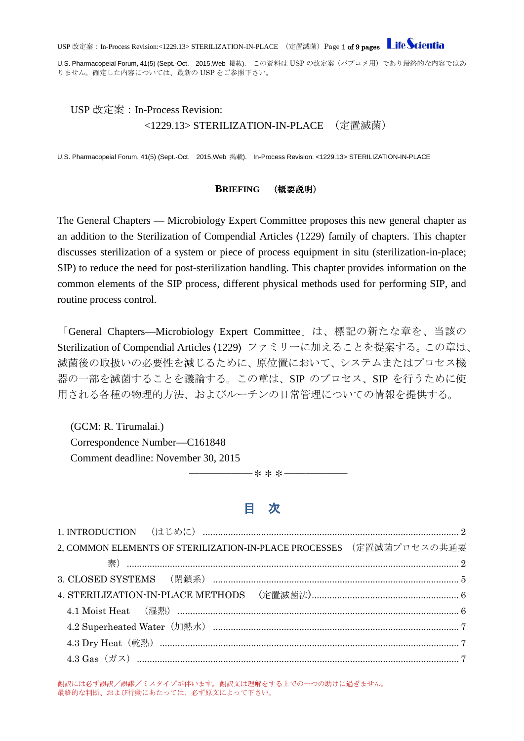U.S. Pharmacopeial Forum, 41(5) (Sept.-Oct.　2015,Web 掲載).　この資料は USP の改定案（パブコメ用）であり最終的な内容ではありません。確定した内容については、最新の USP をご参照下さい。

# USP 改定案：In-Process Revision:
# <1229.13> STERILIZATION-IN-PLACE　（定置滅菌）

U.S. Pharmacopeial Forum, 41(5) (Sept.-Oct.　2015,Web 掲載).　In-Process Revision: <1229.13> STERILIZATION-IN-PLACE

## BRIEFING　（概要説明）

The General Chapters — Microbiology Expert Committee proposes this new general chapter as an addition to the Sterilization of Compendial Articles ⟨1229⟩ family of chapters. This chapter discusses sterilization of a system or piece of process equipment in situ (sterilization-in-place; SIP) to reduce the need for post-sterilization handling. This chapter provides information on the common elements of the SIP process, different physical methods used for performing SIP, and routine process control.

「General Chapters—Microbiology Expert Committee」は、標記の新たな章を、当該の Sterilization of Compendial Articles ⟨1229⟩ ファミリーに加えることを提案する。この章は、滅菌後の取扱いの必要性を減じるために、原位置において、システムまたはプロセス機器の一部を滅菌することを議論する。この章は、SIP のプロセス、SIP を行うために使用される各種の物理的方法、およびルーチンの日常管理についての情報を提供する。

(GCM: R. Tirumalai.)
Correspondence Number—C161848
Comment deadline: November 30, 2015

——————＊＊＊——————

## 目　次

1. INTRODUCTION　（はじめに） .................... 2
2, COMMON ELEMENTS OF STERILIZATION-IN-PLACE PROCESSES　（定置滅菌プロセスの共通要素） .................... 2
3. CLOSED SYSTEMS　（閉鎖系） .................... 5
4. STERILIZATION-IN-PLACE METHODS　（定置滅菌法） .................... 6
    4.1 Moist Heat　（湿熱） .................... 6
    4.2 Superheated Water（加熱水） .................... 7
    4.3 Dry Heat（乾熱） .................... 7
    4.3 Gas（ガス） .................... 7

翻訳には必ず誤訳／誤謬／ミスタイプが伴います。翻訳文は理解をする上での一つの助けに過ぎません。
最終的な判断、および行動にあたっては、必ず原文によって下さい。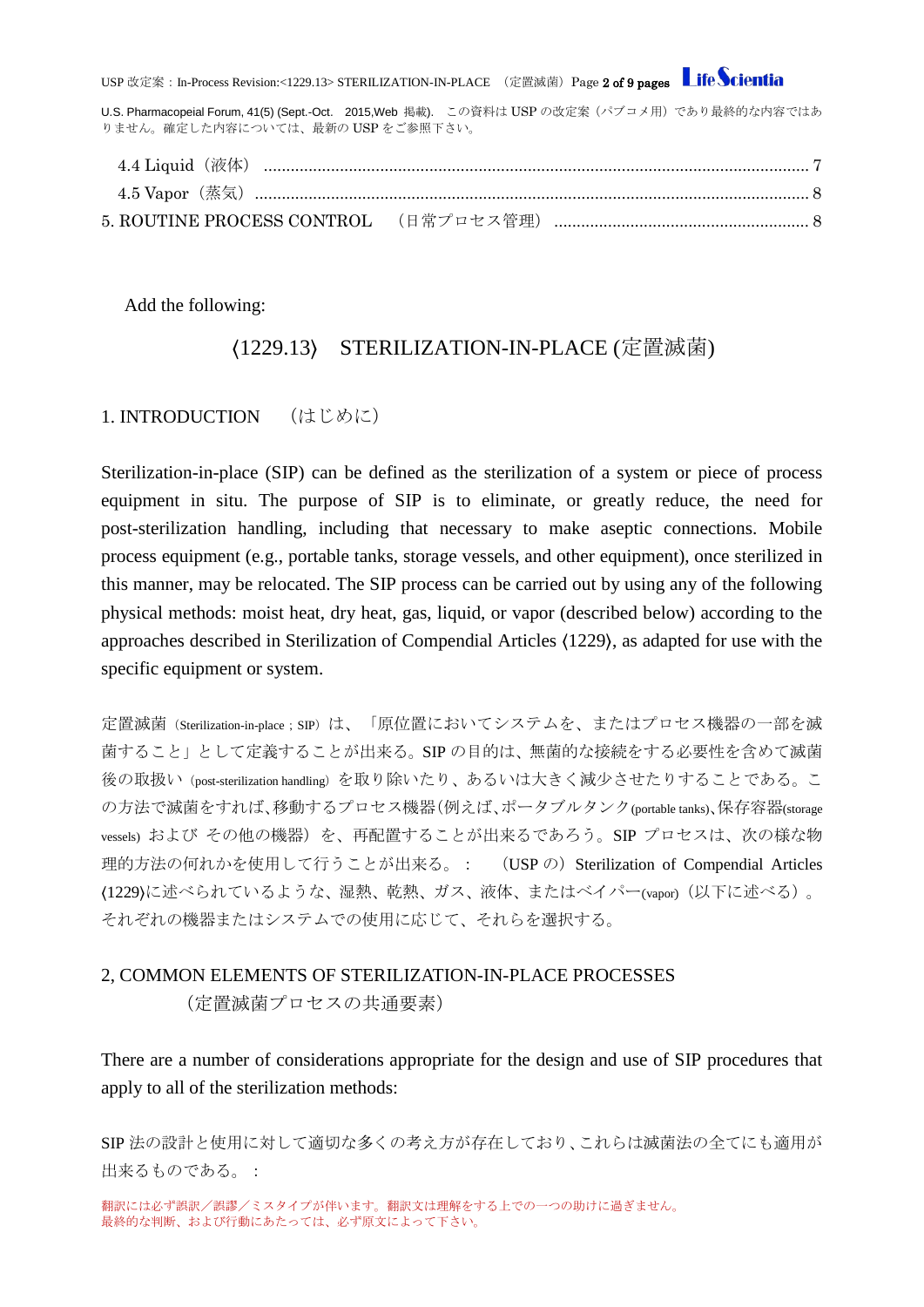4.4 Liquid（液体） .......................................................................................................................... 7

4.5 Vapor（蒸気） ........................................................................................................................... 8

5. ROUTINE PROCESS CONTROL （日常プロセス管理） ........................................................ 8

Add the following:

## ⟨1229.13⟩ STERILIZATION-IN-PLACE (定置滅菌)

### 1. INTRODUCTION （はじめに）

Sterilization-in-place (SIP) can be defined as the sterilization of a system or piece of process equipment in situ. The purpose of SIP is to eliminate, or greatly reduce, the need for post-sterilization handling, including that necessary to make aseptic connections. Mobile process equipment (e.g., portable tanks, storage vessels, and other equipment), once sterilized in this manner, may be relocated. The SIP process can be carried out by using any of the following physical methods: moist heat, dry heat, gas, liquid, or vapor (described below) according to the approaches described in Sterilization of Compendial Articles ⟨1229⟩, as adapted for use with the specific equipment or system.

定置滅菌（Sterilization-in-place；SIP）は、「原位置においてシステムを、またはプロセス機器の一部を滅菌すること」として定義することが出来る。SIP の目的は、無菌的な接続をする必要性を含めて滅菌後の取扱い（post-sterilization handling）を取り除いたり、あるいは大きく減少させたりすることである。この方法で滅菌をすれば、移動するプロセス機器(例えば、ポータブルタンク(portable tanks)、保存容器(storage vessels) および その他の機器）を、再配置することが出来るであろう。SIP プロセスは、次の様な物理的方法の何れかを使用して行うことが出来る。： （USP の）Sterilization of Compendial Articles ⟨1229⟩に述べられているような、湿熱、乾熱、ガス、液体、またはベイパー(vapor)（以下に述べる）。それぞれの機器またはシステムでの使用に応じて、それらを選択する。

### 2, COMMON ELEMENTS OF STERILIZATION-IN-PLACE PROCESSES （定置滅菌プロセスの共通要素）

There are a number of considerations appropriate for the design and use of SIP procedures that apply to all of the sterilization methods:

SIP 法の設計と使用に対して適切な多くの考え方が存在しており、これらは滅菌法の全てにも適用が出来るものである。：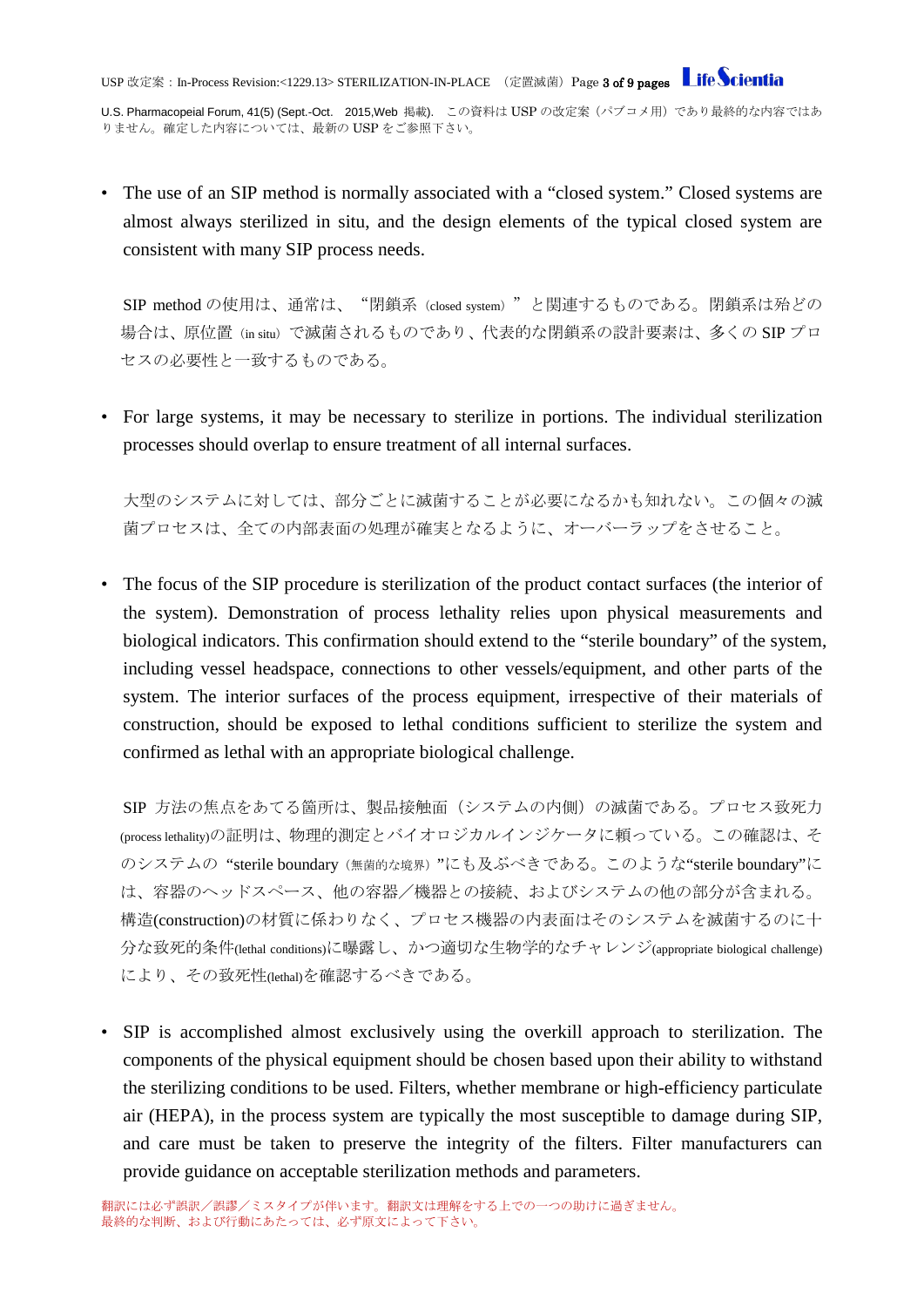- The use of an SIP method is normally associated with a "closed system." Closed systems are almost always sterilized in situ, and the design elements of the typical closed system are consistent with many SIP process needs.

  SIP method の使用は、通常は、"閉鎖系（closed system）"と関連するものである。閉鎖系は殆どの場合は、原位置（in situ）で滅菌されるものであり、代表的な閉鎖系の設計要素は、多くの SIP プロセスの必要性と一致するものである。

- For large systems, it may be necessary to sterilize in portions. The individual sterilization processes should overlap to ensure treatment of all internal surfaces.

  大型のシステムに対しては、部分ごとに滅菌することが必要になるかも知れない。この個々の滅菌プロセスは、全ての内部表面の処理が確実となるように、オーバーラップをさせること。

- The focus of the SIP procedure is sterilization of the product contact surfaces (the interior of the system). Demonstration of process lethality relies upon physical measurements and biological indicators. This confirmation should extend to the "sterile boundary" of the system, including vessel headspace, connections to other vessels/equipment, and other parts of the system. The interior surfaces of the process equipment, irrespective of their materials of construction, should be exposed to lethal conditions sufficient to sterilize the system and confirmed as lethal with an appropriate biological challenge.

  SIP 方法の焦点をあてる箇所は、製品接触面（システムの内側）の滅菌である。プロセス致死力(process lethality)の証明は、物理的測定とバイオロジカルインジケータに頼っている。この確認は、そのシステムの "sterile boundary（無菌的な境界）"にも及ぶべきである。このような"sterile boundary"には、容器のヘッドスペース、他の容器／機器との接続、およびシステムの他の部分が含まれる。構造(construction)の材質に係わりなく、プロセス機器の内表面はそのシステムを滅菌するのに十分な致死的条件(lethal conditions)に曝露し、かつ適切な生物学的なチャレンジ(appropriate biological challenge)により、その致死性(lethal)を確認するべきである。

- SIP is accomplished almost exclusively using the overkill approach to sterilization. The components of the physical equipment should be chosen based upon their ability to withstand the sterilizing conditions to be used. Filters, whether membrane or high-efficiency particulate air (HEPA), in the process system are typically the most susceptible to damage during SIP, and care must be taken to preserve the integrity of the filters. Filter manufacturers can provide guidance on acceptable sterilization methods and parameters.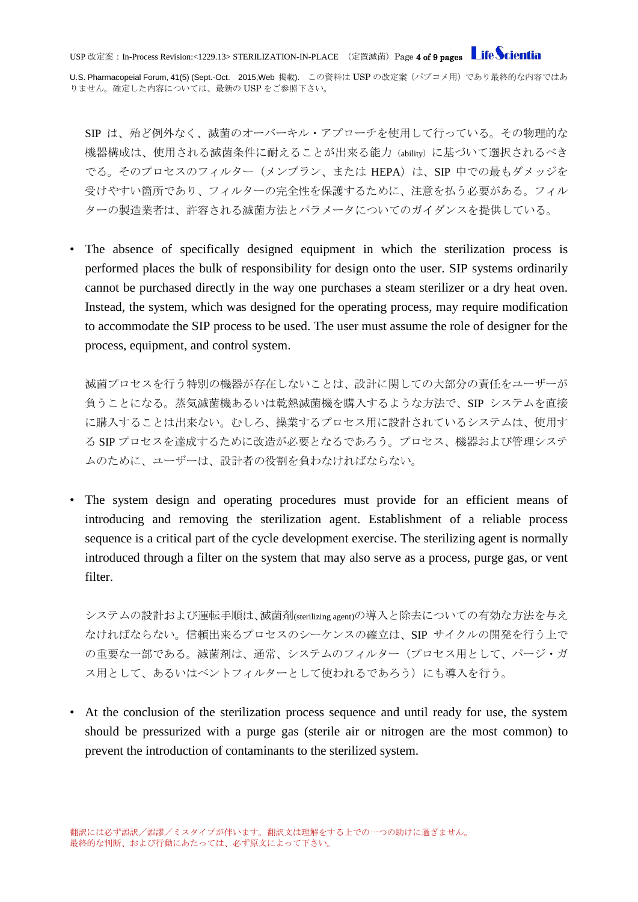SIP は、殆ど例外なく、滅菌のオーバーキル・アプローチを使用して行っている。その物理的な機器構成は、使用される滅菌条件に耐えることが出来る能力（ability）に基づいて選択されるべきでる。そのプロセスのフィルター（メンブラン、または HEPA）は、SIP 中での最もダメッジを受けやすい箇所であり、フィルターの完全性を保護するために、注意を払う必要がある。フィルターの製造業者は、許容される滅菌方法とパラメータについてのガイダンスを提供している。

- The absence of specifically designed equipment in which the sterilization process is performed places the bulk of responsibility for design onto the user. SIP systems ordinarily cannot be purchased directly in the way one purchases a steam sterilizer or a dry heat oven. Instead, the system, which was designed for the operating process, may require modification to accommodate the SIP process to be used. The user must assume the role of designer for the process, equipment, and control system.

  滅菌プロセスを行う特別の機器が存在しないことは、設計に関しての大部分の責任をユーザーが負うことになる。蒸気滅菌機あるいは乾熱滅菌機を購入するような方法で、SIP システムを直接に購入することは出来ない。むしろ、操業するプロセス用に設計されているシステムは、使用する SIP プロセスを達成するために改造が必要となるであろう。プロセス、機器および管理システムのために、ユーザーは、設計者の役割を負わなければならない。

- The system design and operating procedures must provide for an efficient means of introducing and removing the sterilization agent. Establishment of a reliable process sequence is a critical part of the cycle development exercise. The sterilizing agent is normally introduced through a filter on the system that may also serve as a process, purge gas, or vent filter.

  システムの設計および運転手順は、滅菌剤(sterilizing agent)の導入と除去についての有効な方法を与えなければならない。信頼出来るプロセスのシーケンスの確立は、SIP サイクルの開発を行う上での重要な一部である。滅菌剤は、通常、システムのフィルター（プロセス用として、パージ・ガス用として、あるいはベントフィルターとして使われるであろう）にも導入を行う。

- At the conclusion of the sterilization process sequence and until ready for use, the system should be pressurized with a purge gas (sterile air or nitrogen are the most common) to prevent the introduction of contaminants to the sterilized system.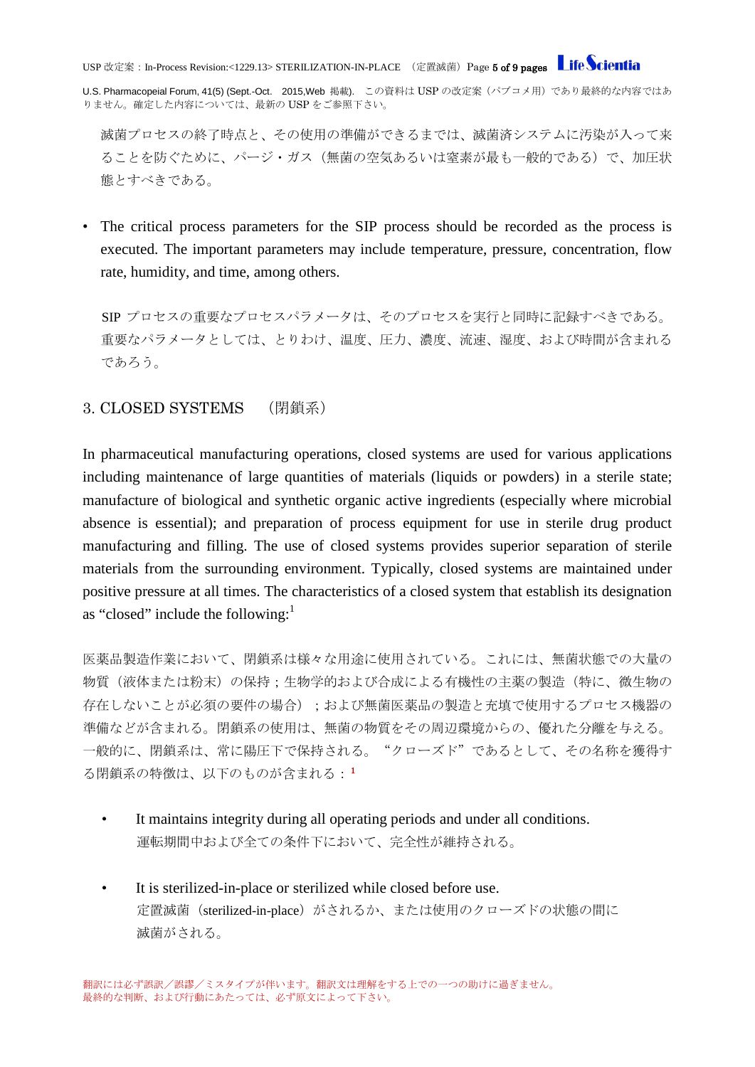滅菌プロセスの終了時点と、その使用の準備ができるまでは、滅菌済システムに汚染が入って来ることを防ぐために、パージ・ガス（無菌の空気あるいは窒素が最も一般的である）で、加圧状態とすべきである。

- The critical process parameters for the SIP process should be recorded as the process is executed. The important parameters may include temperature, pressure, concentration, flow rate, humidity, and time, among others.

  SIP プロセスの重要なプロセスパラメータは、そのプロセスを実行と同時に記録すべきである。重要なパラメータとしては、とりわけ、温度、圧力、濃度、流速、湿度、および時間が含まれるであろう。

## 3. CLOSED SYSTEMS　（閉鎖系）

In pharmaceutical manufacturing operations, closed systems are used for various applications including maintenance of large quantities of materials (liquids or powders) in a sterile state; manufacture of biological and synthetic organic active ingredients (especially where microbial absence is essential); and preparation of process equipment for use in sterile drug product manufacturing and filling. The use of closed systems provides superior separation of sterile materials from the surrounding environment. Typically, closed systems are maintained under positive pressure at all times. The characteristics of a closed system that establish its designation as “closed” include the following:[1]

医薬品製造作業において、閉鎖系は様々な用途に使用されている。これには、無菌状態での大量の物質（液体または粉末）の保持；生物学的および合成による有機性の主薬の製造（特に、微生物の存在しないことが必須の要件の場合）；および無菌医薬品の製造と充填で使用するプロセス機器の準備などが含まれる。閉鎖系の使用は、無菌の物質をその周辺環境からの、優れた分離を与える。一般的に、閉鎖系は、常に陽圧下で保持される。“クローズド”であるとして、その名称を獲得する閉鎖系の特徴は、以下のものが含まれる：[1]

- It maintains integrity during all operating periods and under all conditions.
  運転期間中および全ての条件下において、完全性が維持される。

- It is sterilized-in-place or sterilized while closed before use.
  定置滅菌（sterilized-in-place）がされるか、または使用のクローズドの状態の間に滅菌がされる。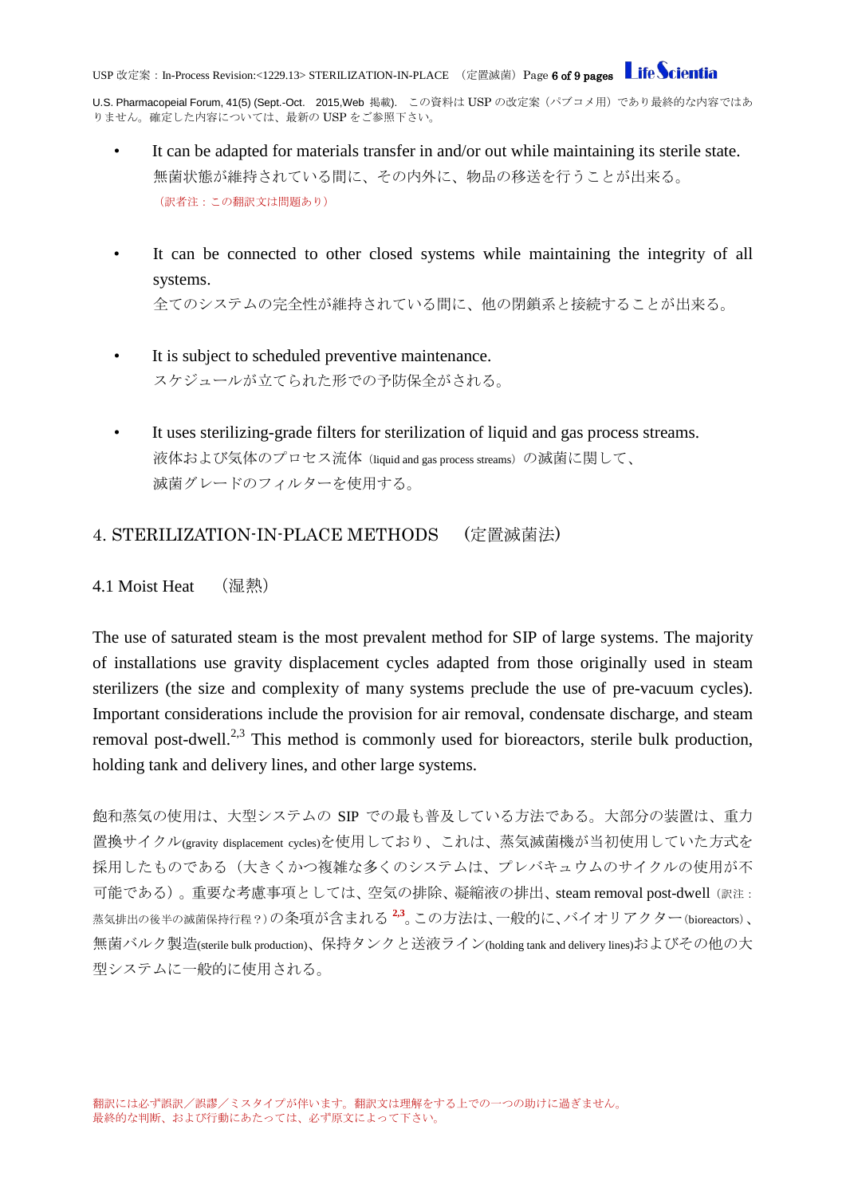- It can be adapted for materials transfer in and/or out while maintaining its sterile state.
  無菌状態が維持されている間に、その内外に、物品の移送を行うことが出来る。
  （訳者注：この翻訳文は問題あり）

- It can be connected to other closed systems while maintaining the integrity of all systems.
  全てのシステムの完全性が維持されている間に、他の閉鎖系と接続することが出来る。

- It is subject to scheduled preventive maintenance.
  スケジュールが立てられた形での予防保全がされる。

- It uses sterilizing-grade filters for sterilization of liquid and gas process streams.
  液体および気体のプロセス流体（liquid and gas process streams）の滅菌に関して、
  滅菌グレードのフィルターを使用する。

## 4. STERILIZATION-IN-PLACE METHODS　（定置滅菌法）

### 4.1 Moist Heat　（湿熱）

The use of saturated steam is the most prevalent method for SIP of large systems. The majority of installations use gravity displacement cycles adapted from those originally used in steam sterilizers (the size and complexity of many systems preclude the use of pre-vacuum cycles). Important considerations include the provision for air removal, condensate discharge, and steam removal post-dwell.[2,3] This method is commonly used for bioreactors, sterile bulk production, holding tank and delivery lines, and other large systems.

飽和蒸気の使用は、大型システムの SIP での最も普及している方法である。大部分の装置は、重力置換サイクル(gravity displacement cycles)を使用しており、これは、蒸気滅菌機が当初使用していた方式を採用したものである（大きくかつ複雑な多くのシステムは、プレバキュウムのサイクルの使用が不可能である）。重要な考慮事項としては、空気の排除、凝縮液の排出、steam removal post-dwell（訳注：蒸気排出の後半の滅菌保持行程？）の条項が含まれる[2,3]。この方法は、一般的に、バイオリアクター(bioreactors)、無菌バルク製造(sterile bulk production)、保持タンクと送液ライン(holding tank and delivery lines)およびその他の大型システムに一般的に使用される。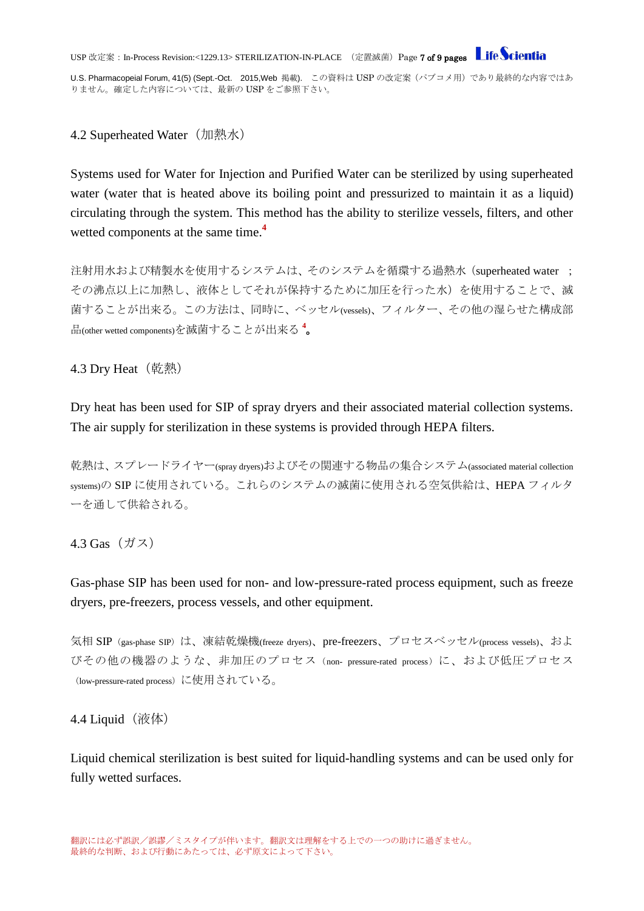## 4.2 Superheated Water（加熱水）

Systems used for Water for Injection and Purified Water can be sterilized by using superheated water (water that is heated above its boiling point and pressurized to maintain it as a liquid) circulating through the system. This method has the ability to sterilize vessels, filters, and other wetted components at the same time.[4]

注射用水および精製水を使用するシステムは、そのシステムを循環する過熱水（superheated water ；その沸点以上に加熱し、液体としてそれが保持するために加圧を行った水）を使用することで、滅菌することが出来る。この方法は、同時に、ベッセル(vessels)、フィルター、その他の湿らせた構成部品(other wetted components)を滅菌することが出来る[4]。

## 4.3 Dry Heat（乾熱）

Dry heat has been used for SIP of spray dryers and their associated material collection systems. The air supply for sterilization in these systems is provided through HEPA filters.

乾熱は、スプレードライヤー(spray dryers)およびその関連する物品の集合システム(associated material collection systems)の SIP に使用されている。これらのシステムの滅菌に使用される空気供給は、HEPA フィルターを通して供給される。

## 4.3 Gas（ガス）

Gas-phase SIP has been used for non- and low-pressure-rated process equipment, such as freeze dryers, pre-freezers, process vessels, and other equipment.

気相 SIP（gas-phase SIP）は、凍結乾燥機(freeze dryers)、pre-freezers、プロセスベッセル(process vessels)、およびその他の機器のような、非加圧のプロセス（non- pressure-rated process）に、および低圧プロセス（low-pressure-rated process）に使用されている。

## 4.4 Liquid（液体）

Liquid chemical sterilization is best suited for liquid-handling systems and can be used only for fully wetted surfaces.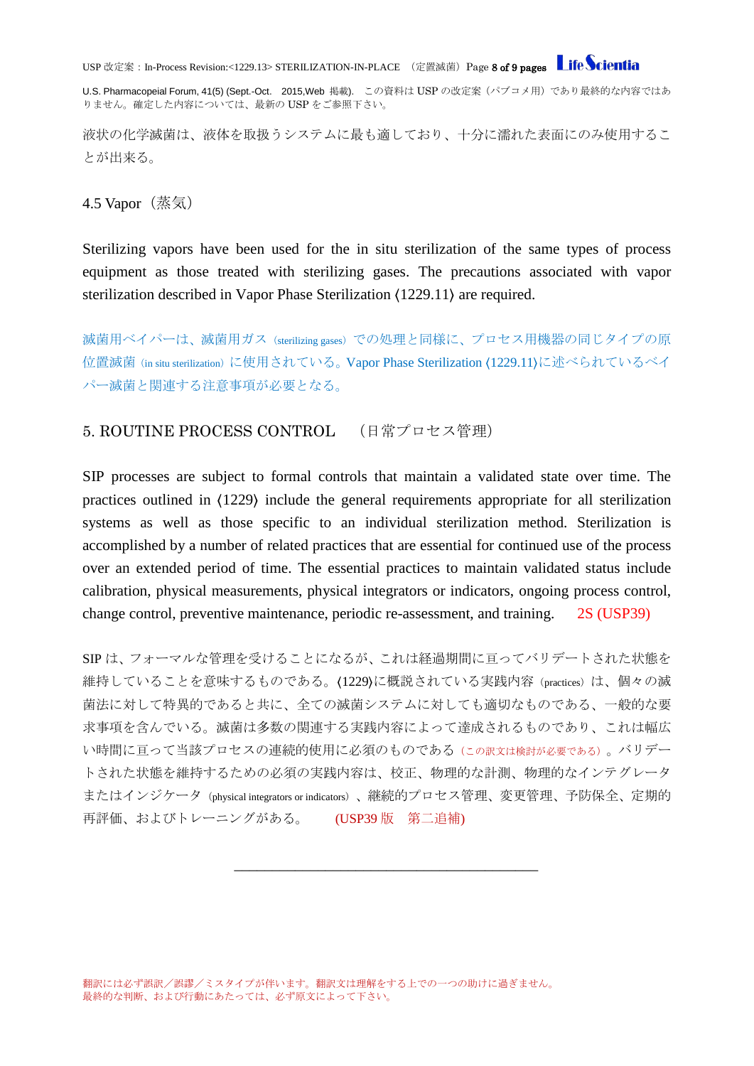液状の化学滅菌は、液体を取扱うシステムに最も適しており、十分に濡れた表面にのみ使用することが出来る。

## 4.5 Vapor（蒸気）

Sterilizing vapors have been used for the in situ sterilization of the same types of process equipment as those treated with sterilizing gases. The precautions associated with vapor sterilization described in Vapor Phase Sterilization ⟨1229.11⟩ are required.

滅菌用ベイパーは、滅菌用ガス（sterilizing gases）での処理と同様に、プロセス用機器の同じタイプの原位置滅菌（in situ sterilization）に使用されている。Vapor Phase Sterilization ⟨1229.11⟩に述べられているベイパー滅菌と関連する注意事項が必要となる。

# 5. ROUTINE PROCESS CONTROL （日常プロセス管理）

SIP processes are subject to formal controls that maintain a validated state over time. The practices outlined in ⟨1229⟩ include the general requirements appropriate for all sterilization systems as well as those specific to an individual sterilization method. Sterilization is accomplished by a number of related practices that are essential for continued use of the process over an extended period of time. The essential practices to maintain validated status include calibration, physical measurements, physical integrators or indicators, ongoing process control, change control, preventive maintenance, periodic re-assessment, and training. 2S (USP39)

SIP は、フォーマルな管理を受けることになるが、これは経過期間に亘ってバリデートされた状態を維持していることを意味するものである。⟨1229⟩に概説されている実践内容（practices）は、個々の滅菌法に対して特異的であると共に、全ての滅菌システムに対しても適切なものである、一般的な要求事項を含んでいる。滅菌は多数の関連する実践内容によって達成されるものであり、これは幅広い時間に亘って当該プロセスの連続的使用に必須のものである（この訳文は検討が必要である）。バリデートされた状態を維持するための必須の実践内容は、校正、物理的な計測、物理的なインテグレータまたはインジケータ（physical integrators or indicators）、継続的プロセス管理、変更管理、予防保全、定期的再評価、およびトレーニングがある。 (USP39 版 第二追補)

---

翻訳には必ず誤訳／誤謬／ミスタイプが伴います。翻訳文は理解をする上での一つの助けに過ぎません。
最終的な判断、および行動にあたっては、必ず原文によって下さい。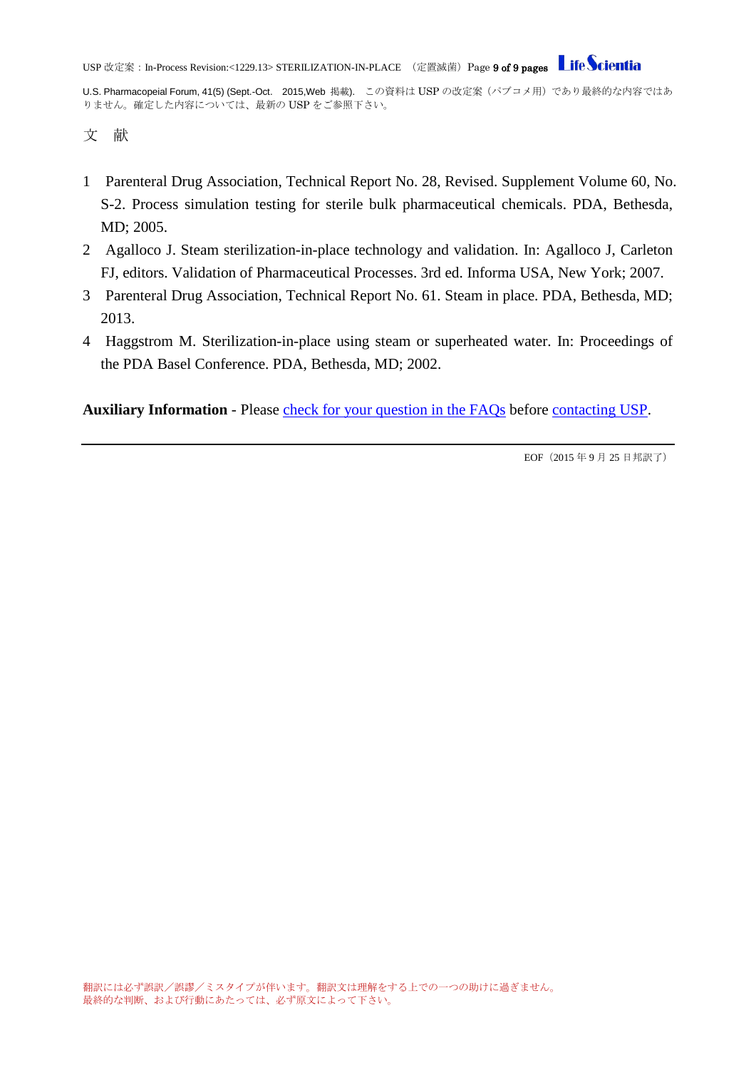## 文　献

1 Parenteral Drug Association, Technical Report No. 28, Revised. Supplement Volume 60, No. S-2. Process simulation testing for sterile bulk pharmaceutical chemicals. PDA, Bethesda, MD; 2005.
2 Agalloco J. Steam sterilization-in-place technology and validation. In: Agalloco J, Carleton FJ, editors. Validation of Pharmaceutical Processes. 3rd ed. Informa USA, New York; 2007.
3 Parenteral Drug Association, Technical Report No. 61. Steam in place. PDA, Bethesda, MD; 2013.
4 Haggstrom M. Sterilization-in-place using steam or superheated water. In: Proceedings of the PDA Basel Conference. PDA, Bethesda, MD; 2002.

**Auxiliary Information** - Please check for your question in the FAQs before contacting USP.

---

EOF（2015 年 9 月 25 日邦訳了）

翻訳には必ず誤訳／誤謬／ミスタイプが伴います。翻訳文は理解をする上での一つの助けに過ぎません。
最終的な判断、および行動にあたっては、必ず原文によって下さい。